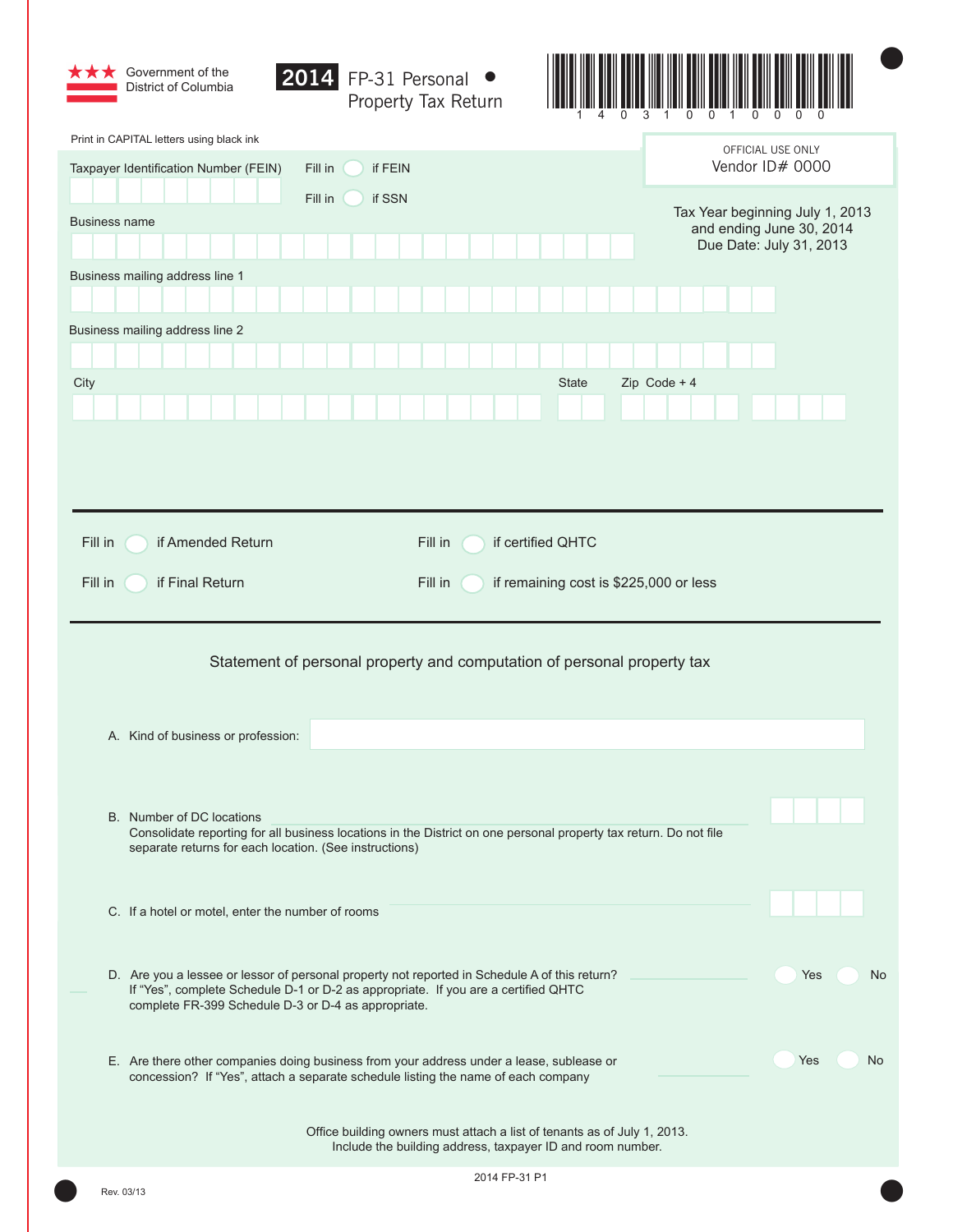Government of the District of Columbia

# 2014 FP-31 Personal Property Tax Return

14031001000

Print in CAPITAL letters using black ink

OFFICIAL USE ONLY
Vendor ID# 0000

Taxpayer Identification Number (FEIN)    Fill in ○ if FEIN    Fill in ○ if SSN

Tax Year beginning July 1, 2013
and ending June 30, 2014
Due Date: July 31, 2013

Business name

Business mailing address line 1

Business mailing address line 2

City    State    Zip Code + 4

Fill in ○ if Amended Return    Fill in ○ if certified QHTC

Fill in ○ if Final Return    Fill in ○ if remaining cost is $225,000 or less

## Statement of personal property and computation of personal property tax

A. Kind of business or profession:

B. Number of DC locations
Consolidate reporting for all business locations in the District on one personal property tax return. Do not file separate returns for each location. (See instructions)

C. If a hotel or motel, enter the number of rooms

D. Are you a lessee or lessor of personal property not reported in Schedule A of this return? ○ Yes ○ No
If "Yes", complete Schedule D-1 or D-2 as appropriate. If you are a certified QHTC complete FR-399 Schedule D-3 or D-4 as appropriate.

E. Are there other companies doing business from your address under a lease, sublease or concession? If "Yes", attach a separate schedule listing the name of each company ○ Yes ○ No

Office building owners must attach a list of tenants as of July 1, 2013.
Include the building address, taxpayer ID and room number.

Rev. 03/13

2014 FP-31 P1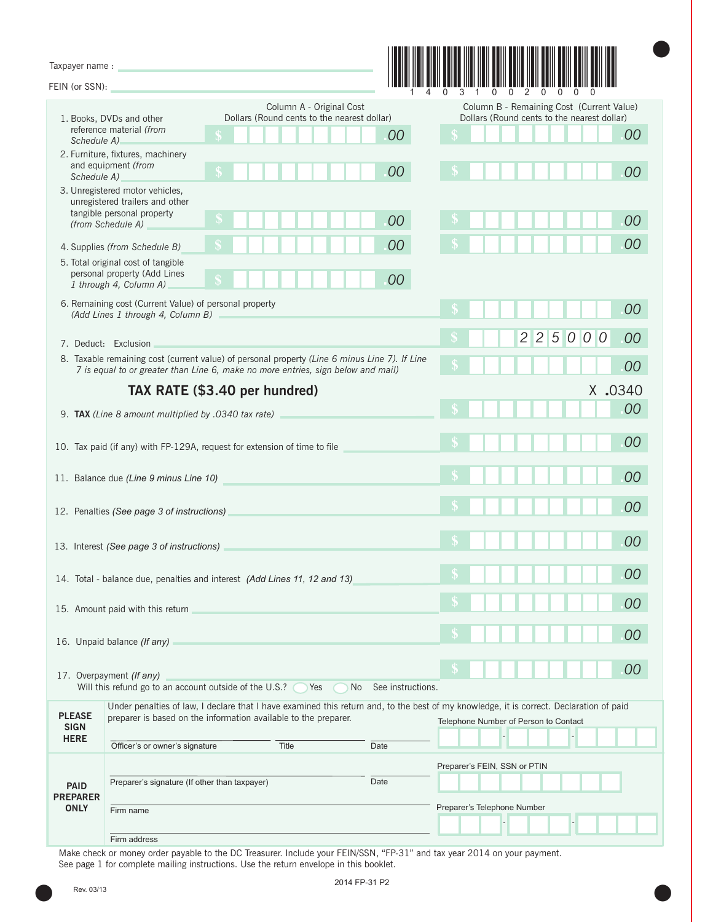Taxpayer name :

FEIN (or SSN):

1 4 0 3 1 0 0 2 0 0 0 0

| Line | Column A - Original Cost Dollars (Round cents to the nearest dollar) | Column B - Remaining Cost (Current Value) Dollars (Round cents to the nearest dollar) |
|---|---|---|
| 1. Books, DVDs and other reference material *(from Schedule A)* | $ .00 | $ .00 |
| 2. Furniture, fixtures, machinery and equipment *(from Schedule A)* | $ .00 | $ .00 |
| 3. Unregistered motor vehicles, unregistered trailers and other tangible personal property *(from Schedule A)* | $ .00 | $ .00 |
| 4. Supplies *(from Schedule B)* | $ .00 | $ .00 |
| 5. Total original cost of tangible personal property (Add Lines *1 through 4, Column A)* | $ .00 | |

6. Remaining cost (Current Value) of personal property *(Add Lines 1 through 4, Column B)* $ .00

7. Deduct: Exclusion $ 225000 .00

8. Taxable remaining cost (current value) of personal property *(Line 6 minus Line 7). If Line 7 is equal to or greater than Line 6, make no more entries, sign below and mail)* $ .00

## TAX RATE ($3.40 per hundred)

X .0340

9. **TAX** *(Line 8 amount multiplied by .0340 tax rate)* $ .00

10. Tax paid (if any) with FP-129A, request for extension of time to file $ .00

11. Balance due *(Line 9 minus Line 10)* $ .00

12. Penalties *(See page 3 of instructions)* $ .00

13. Interest *(See page 3 of instructions)* $ .00

14. Total - balance due, penalties and interest *(Add Lines 11, 12 and 13)* $ .00

15. Amount paid with this return $ .00

16. Unpaid balance *(If any)* $ .00

17. Overpayment *(If any)* $ .00
Will this refund go to an account outside of the U.S.? ◯ Yes ◯ No See instructions.

**PLEASE SIGN HERE**

Under penalties of law, I declare that I have examined this return and, to the best of my knowledge, it is correct. Declaration of paid preparer is based on the information available to the preparer.

Officer's or owner's signature | Title | Date | Telephone Number of Person to Contact

**PAID PREPARER ONLY**

Preparer's signature (If other than taxpayer) | Date | Preparer's FEIN, SSN or PTIN

Firm name | Preparer's Telephone Number

Firm address

Make check or money order payable to the DC Treasurer. Include your FEIN/SSN, "FP-31" and tax year 2014 on your payment. See page 1 for complete mailing instructions. Use the return envelope in this booklet.

Rev. 03/13

2014 FP-31 P2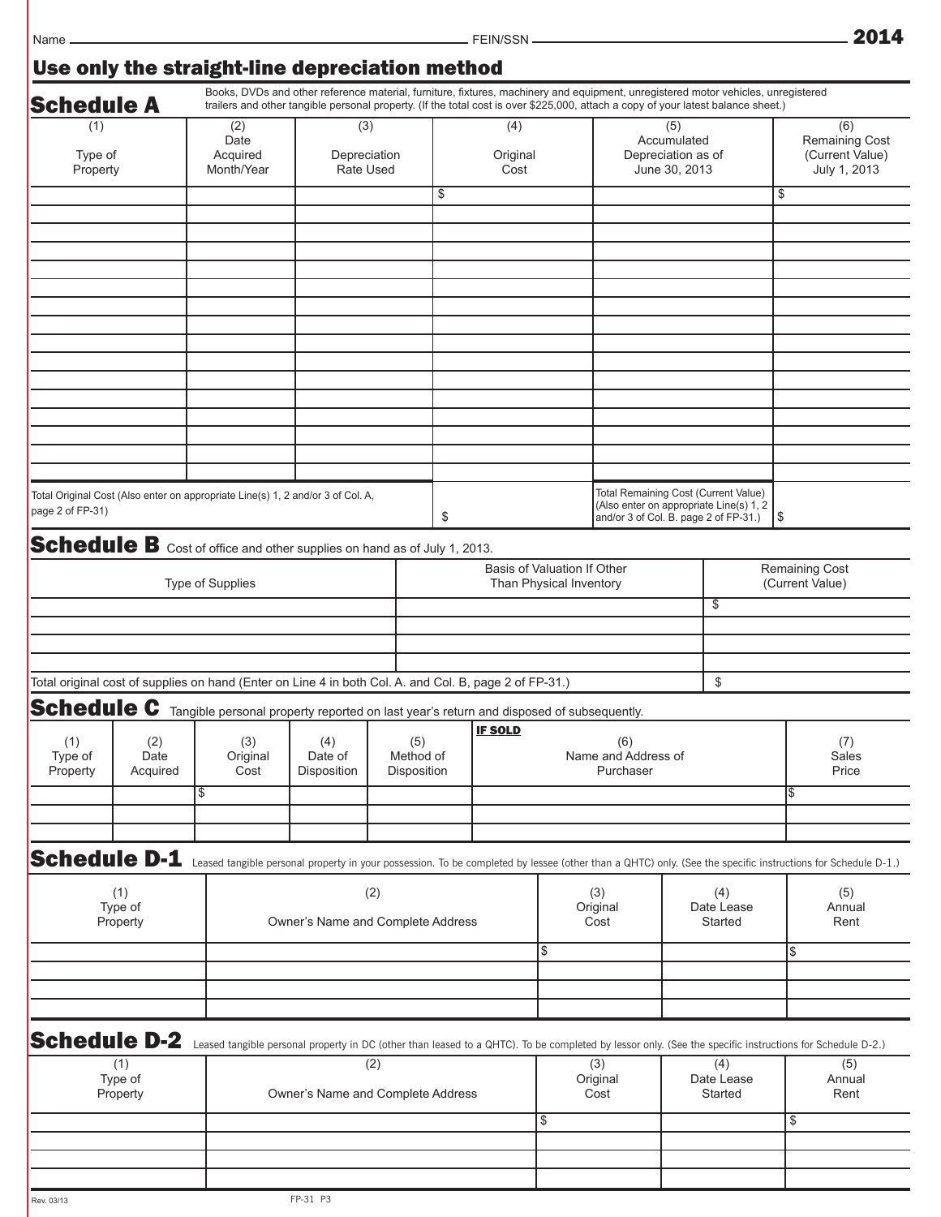Name FEIN/SSN **2014**

## Use only the straight-line depreciation method

## Schedule A

Books, DVDs and other reference material, furniture, fixtures, machinery and equipment, unregistered motor vehicles, unregistered trailers and other tangible personal property. (If the total cost is over $225,000, attach a copy of your latest balance sheet.)

| (1) Type of Property | (2) Date Acquired Month/Year | (3) Depreciation Rate Used | (4) Original Cost | (5) Accumulated Depreciation as of June 30, 2013 | (6) Remaining Cost (Current Value) July 1, 2013 |
|---|---|---|---|---|---|
| | | | $ | | $ |
| | | | | | |
| | | | | | |
| | | | | | |
| | | | | | |
| | | | | | |
| | | | | | |
| | | | | | |
| | | | | | |
| | | | | | |
| | | | | | |
| | | | | | |
| | | | | | |
| | | | | | |
| | | | | | |
| Total Original Cost (Also enter on appropriate Line(s) 1, 2 and/or 3 of Col. A, page 2 of FP-31) | | | $ | Total Remaining Cost (Current Value) (Also enter on appropriate Line(s) 1, 2 and/or 3 of Col. B. page 2 of FP-31.) | $ |

## Schedule B

Cost of office and other supplies on hand as of July 1, 2013.

| Type of Supplies | Basis of Valuation If Other Than Physical Inventory | Remaining Cost (Current Value) |
|---|---|---|
| | | $ |
| | | |
| | | |
| | | |
| Total original cost of supplies on hand (Enter on Line 4 in both Col. A. and Col. B, page 2 of FP-31.) | | $ |

## Schedule C

Tangible personal property reported on last year's return and disposed of subsequently.

| (1) Type of Property | (2) Date Acquired | (3) Original Cost | (4) Date of Disposition | (5) Method of Disposition | **IF SOLD** (6) Name and Address of Purchaser | (7) Sales Price |
|---|---|---|---|---|---|---|
| | | $ | | | | $ |
| | | | | | | |
| | | | | | | |

## Schedule D-1

Leased tangible personal property in your possession. To be completed by lessee (other than a QHTC) only. (See the specific instructions for Schedule D-1.)

| (1) Type of Property | (2) Owner's Name and Complete Address | (3) Original Cost | (4) Date Lease Started | (5) Annual Rent |
|---|---|---|---|---|
| | | $ | | $ |
| | | | | |
| | | | | |
| | | | | |

## Schedule D-2

Leased tangible personal property in DC (other than leased to a QHTC). To be completed by lessor only. (See the specific instructions for Schedule D-2.)

| (1) Type of Property | (2) Owner's Name and Complete Address | (3) Original Cost | (4) Date Lease Started | (5) Annual Rent |
|---|---|---|---|---|
| | | $ | | $ |
| | | | | |
| | | | | |
| | | | | |

Rev. 03/13 FP-31 P3